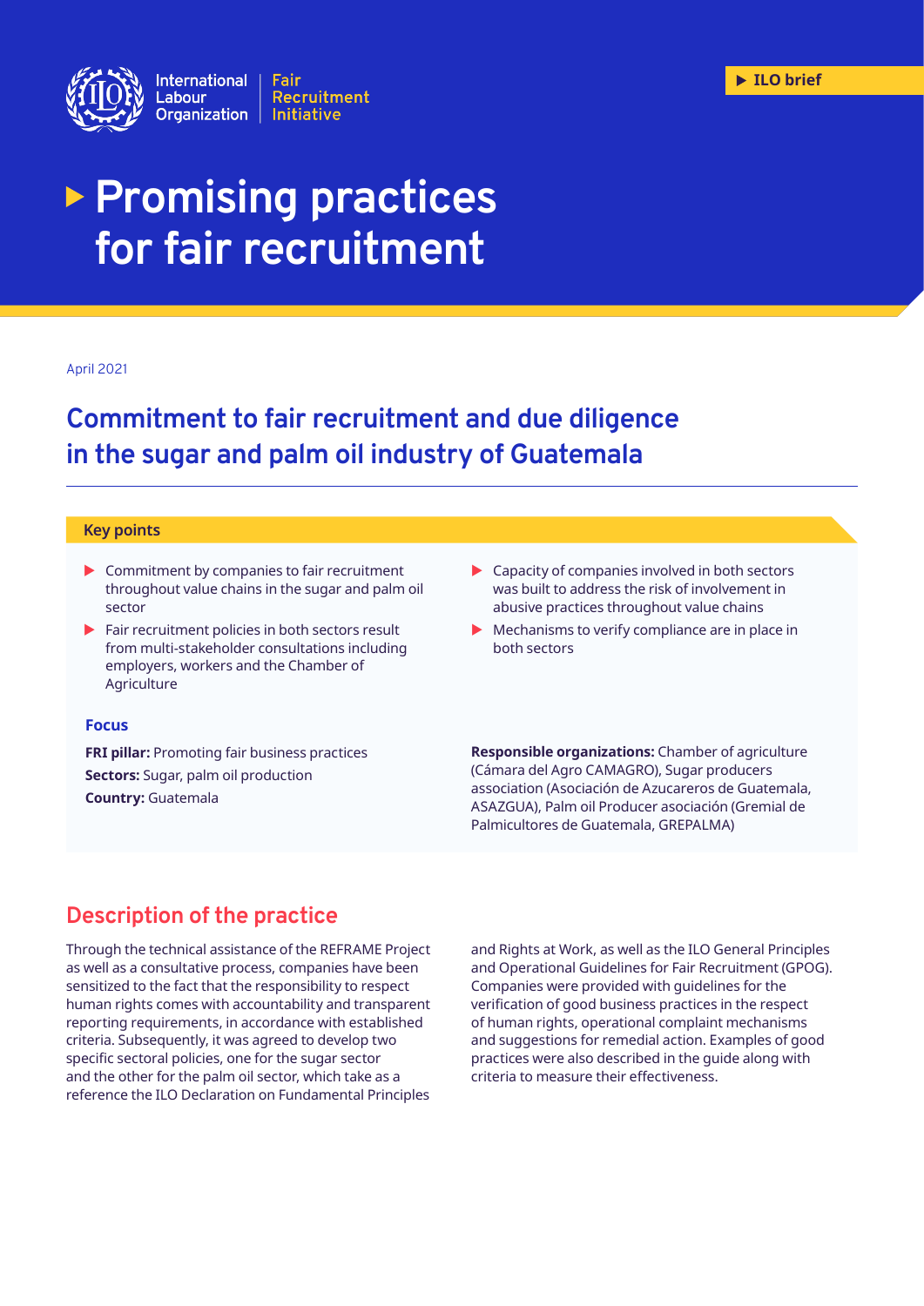International Labour Organization | Fair Recruitment Initiative

ILO brief

# Promising practices for fair recruitment

April 2021

## Commitment to fair recruitment and due diligence in the sugar and palm oil industry of Guatemala

### Key points

- Commitment by companies to fair recruitment throughout value chains in the sugar and palm oil sector
- Fair recruitment policies in both sectors result from multi-stakeholder consultations including employers, workers and the Chamber of Agriculture
- Capacity of companies involved in both sectors was built to address the risk of involvement in abusive practices throughout value chains
- Mechanisms to verify compliance are in place in both sectors

### Focus

**FRI pillar:** Promoting fair business practices

**Sectors:** Sugar, palm oil production

**Country:** Guatemala

**Responsible organizations:** Chamber of agriculture (Cámara del Agro CAMAGRO), Sugar producers association (Asociación de Azucareros de Guatemala, ASAZGUA), Palm oil Producer asociación (Gremial de Palmicultores de Guatemala, GREPALMA)

## Description of the practice

Through the technical assistance of the REFRAME Project as well as a consultative process, companies have been sensitized to the fact that the responsibility to respect human rights comes with accountability and transparent reporting requirements, in accordance with established criteria. Subsequently, it was agreed to develop two specific sectoral policies, one for the sugar sector and the other for the palm oil sector, which take as a reference the ILO Declaration on Fundamental Principles and Rights at Work, as well as the ILO General Principles and Operational Guidelines for Fair Recruitment (GPOG). Companies were provided with guidelines for the verification of good business practices in the respect of human rights, operational complaint mechanisms and suggestions for remedial action. Examples of good practices were also described in the guide along with criteria to measure their effectiveness.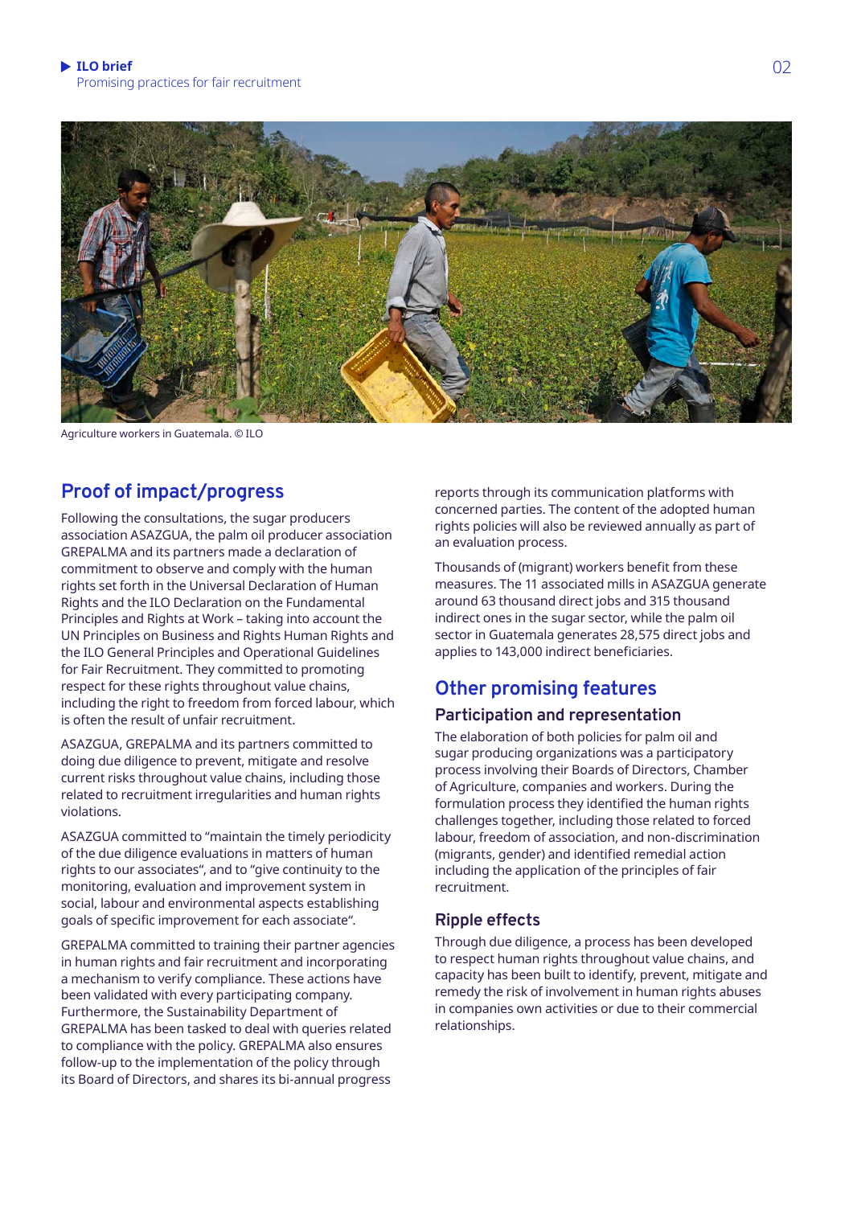Agriculture workers in Guatemala. © ILO

## Proof of impact/progress

Following the consultations, the sugar producers association ASAZGUA, the palm oil producer association GREPALMA and its partners made a declaration of commitment to observe and comply with the human rights set forth in the Universal Declaration of Human Rights and the ILO Declaration on the Fundamental Principles and Rights at Work – taking into account the UN Principles on Business and Rights Human Rights and the ILO General Principles and Operational Guidelines for Fair Recruitment. They committed to promoting respect for these rights throughout value chains, including the right to freedom from forced labour, which is often the result of unfair recruitment.

ASAZGUA, GREPALMA and its partners committed to doing due diligence to prevent, mitigate and resolve current risks throughout value chains, including those related to recruitment irregularities and human rights violations.

ASAZGUA committed to "maintain the timely periodicity of the due diligence evaluations in matters of human rights to our associates", and to "give continuity to the monitoring, evaluation and improvement system in social, labour and environmental aspects establishing goals of specific improvement for each associate".

GREPALMA committed to training their partner agencies in human rights and fair recruitment and incorporating a mechanism to verify compliance. These actions have been validated with every participating company. Furthermore, the Sustainability Department of GREPALMA has been tasked to deal with queries related to compliance with the policy. GREPALMA also ensures follow-up to the implementation of the policy through its Board of Directors, and shares its bi-annual progress reports through its communication platforms with concerned parties. The content of the adopted human rights policies will also be reviewed annually as part of an evaluation process.

Thousands of (migrant) workers benefit from these measures. The 11 associated mills in ASAZGUA generate around 63 thousand direct jobs and 315 thousand indirect ones in the sugar sector, while the palm oil sector in Guatemala generates 28,575 direct jobs and applies to 143,000 indirect beneficiaries.

## Other promising features

### Participation and representation

The elaboration of both policies for palm oil and sugar producing organizations was a participatory process involving their Boards of Directors, Chamber of Agriculture, companies and workers. During the formulation process they identified the human rights challenges together, including those related to forced labour, freedom of association, and non-discrimination (migrants, gender) and identified remedial action including the application of the principles of fair recruitment.

### Ripple effects

Through due diligence, a process has been developed to respect human rights throughout value chains, and capacity has been built to identify, prevent, mitigate and remedy the risk of involvement in human rights abuses in companies own activities or due to their commercial relationships.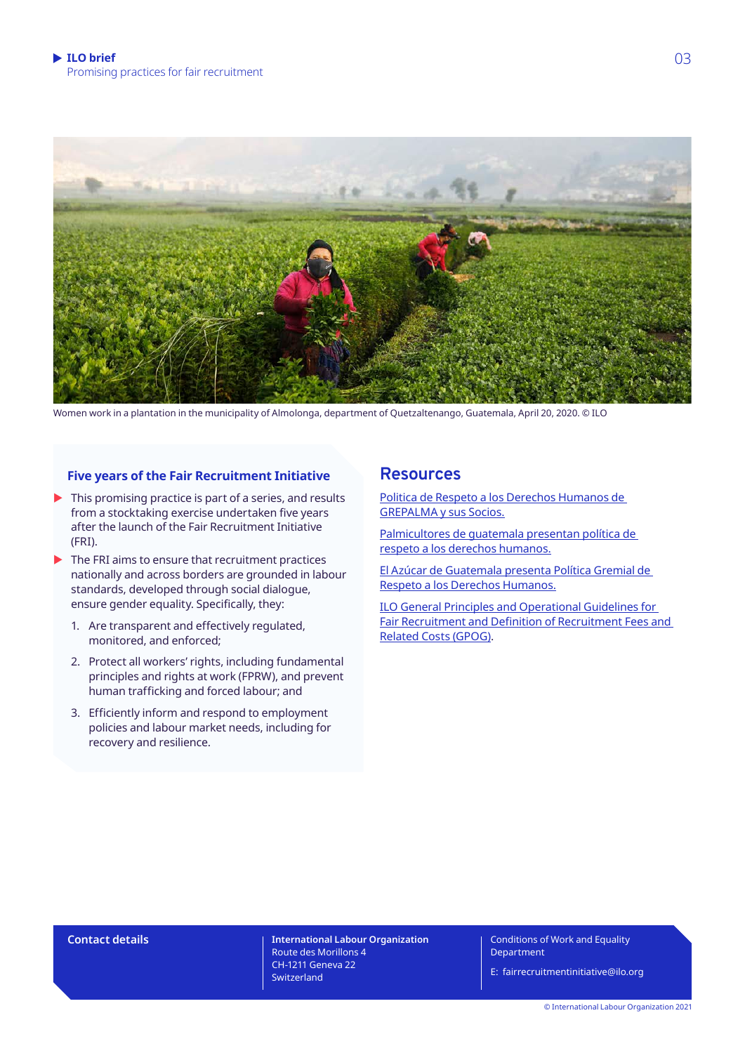Women work in a plantation in the municipality of Almolonga, department of Quetzaltenango, Guatemala, April 20, 2020. © ILO

### Five years of the Fair Recruitment Initiative

- This promising practice is part of a series, and results from a stocktaking exercise undertaken five years after the launch of the Fair Recruitment Initiative (FRI).
- The FRI aims to ensure that recruitment practices nationally and across borders are grounded in labour standards, developed through social dialogue, ensure gender equality. Specifically, they:

1. Are transparent and effectively regulated, monitored, and enforced;
2. Protect all workers' rights, including fundamental principles and rights at work (FPRW), and prevent human trafficking and forced labour; and
3. Efficiently inform and respond to employment policies and labour market needs, including for recovery and resilience.

## Resources

[Politica de Respeto a los Derechos Humanos de GREPALMA y sus Socios.]

[Palmicultores de guatemala presentan política de respeto a los derechos humanos.]

[El Azúcar de Guatemala presenta Política Gremial de Respeto a los Derechos Humanos.]

[ILO General Principles and Operational Guidelines for Fair Recruitment and Definition of Recruitment Fees and Related Costs (GPOG)].

**Contact details**

**International Labour Organization**
Route des Morillons 4
CH-1211 Geneva 22
Switzerland

Conditions of Work and Equality Department

E: fairrecruitmentinitiative@ilo.org

© International Labour Organization 2021